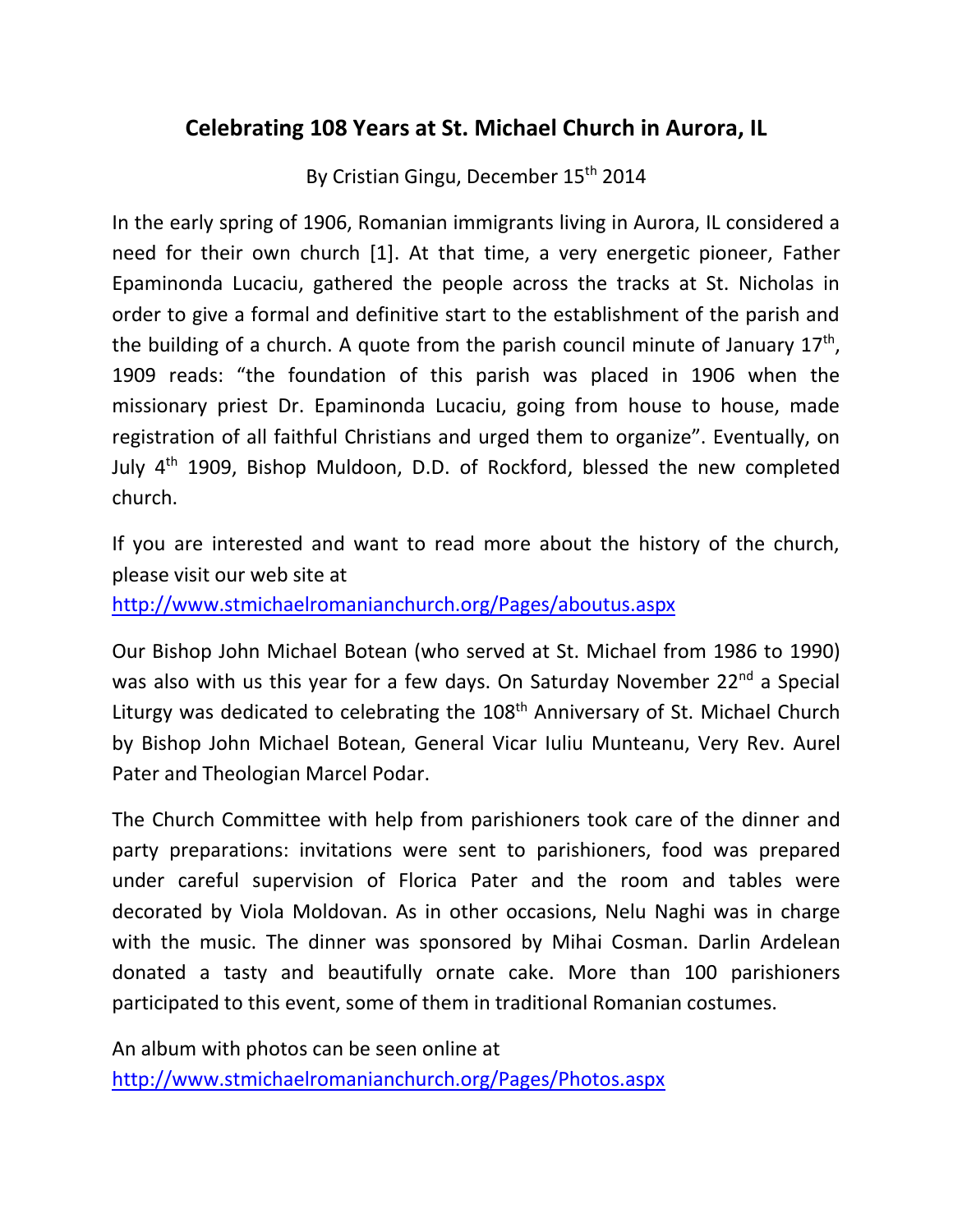# Celebrating 108 Years at St. Michael Church in Aurora, IL

By Cristian Gingu, December 15th 2014

In the early spring of 1906, Romanian immigrants living in Aurora, IL considered a need for their own church [1]. At that time, a very energetic pioneer, Father Epaminonda Lucaciu, gathered the people across the tracks at St. Nicholas in order to give a formal and definitive start to the establishment of the parish and the building of a church. A quote from the parish council minute of January 17th, 1909 reads: "the foundation of this parish was placed in 1906 when the missionary priest Dr. Epaminonda Lucaciu, going from house to house, made registration of all faithful Christians and urged them to organize". Eventually, on July 4th 1909, Bishop Muldoon, D.D. of Rockford, blessed the new completed church.

If you are interested and want to read more about the history of the church, please visit our web site at
http://www.stmichaelromanianchurch.org/Pages/aboutus.aspx

Our Bishop John Michael Botean (who served at St. Michael from 1986 to 1990) was also with us this year for a few days. On Saturday November 22nd a Special Liturgy was dedicated to celebrating the 108th Anniversary of St. Michael Church by Bishop John Michael Botean, General Vicar Iuliu Munteanu, Very Rev. Aurel Pater and Theologian Marcel Podar.

The Church Committee with help from parishioners took care of the dinner and party preparations: invitations were sent to parishioners, food was prepared under careful supervision of Florica Pater and the room and tables were decorated by Viola Moldovan. As in other occasions, Nelu Naghi was in charge with the music. The dinner was sponsored by Mihai Cosman. Darlin Ardelean donated a tasty and beautifully ornate cake. More than 100 parishioners participated to this event, some of them in traditional Romanian costumes.

An album with photos can be seen online at
http://www.stmichaelromanianchurch.org/Pages/Photos.aspx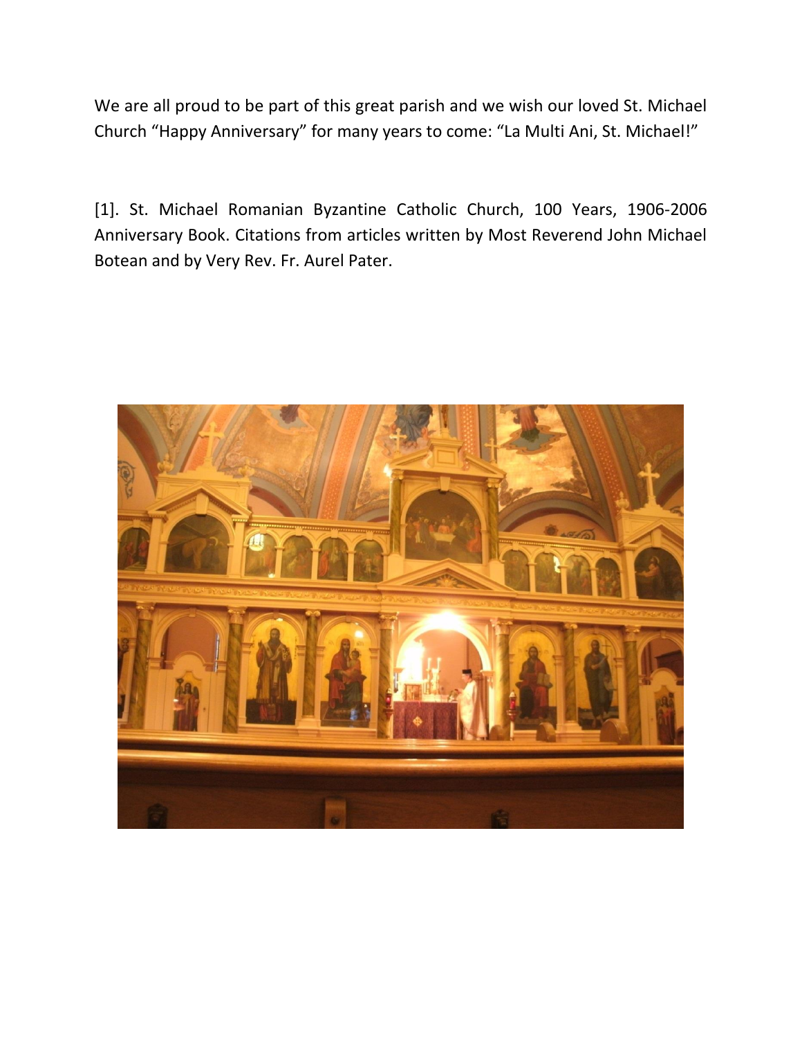We are all proud to be part of this great parish and we wish our loved St. Michael Church "Happy Anniversary" for many years to come: "La Multi Ani, St. Michael!"

[1]. St. Michael Romanian Byzantine Catholic Church, 100 Years, 1906-2006 Anniversary Book. Citations from articles written by Most Reverend John Michael Botean and by Very Rev. Fr. Aurel Pater.